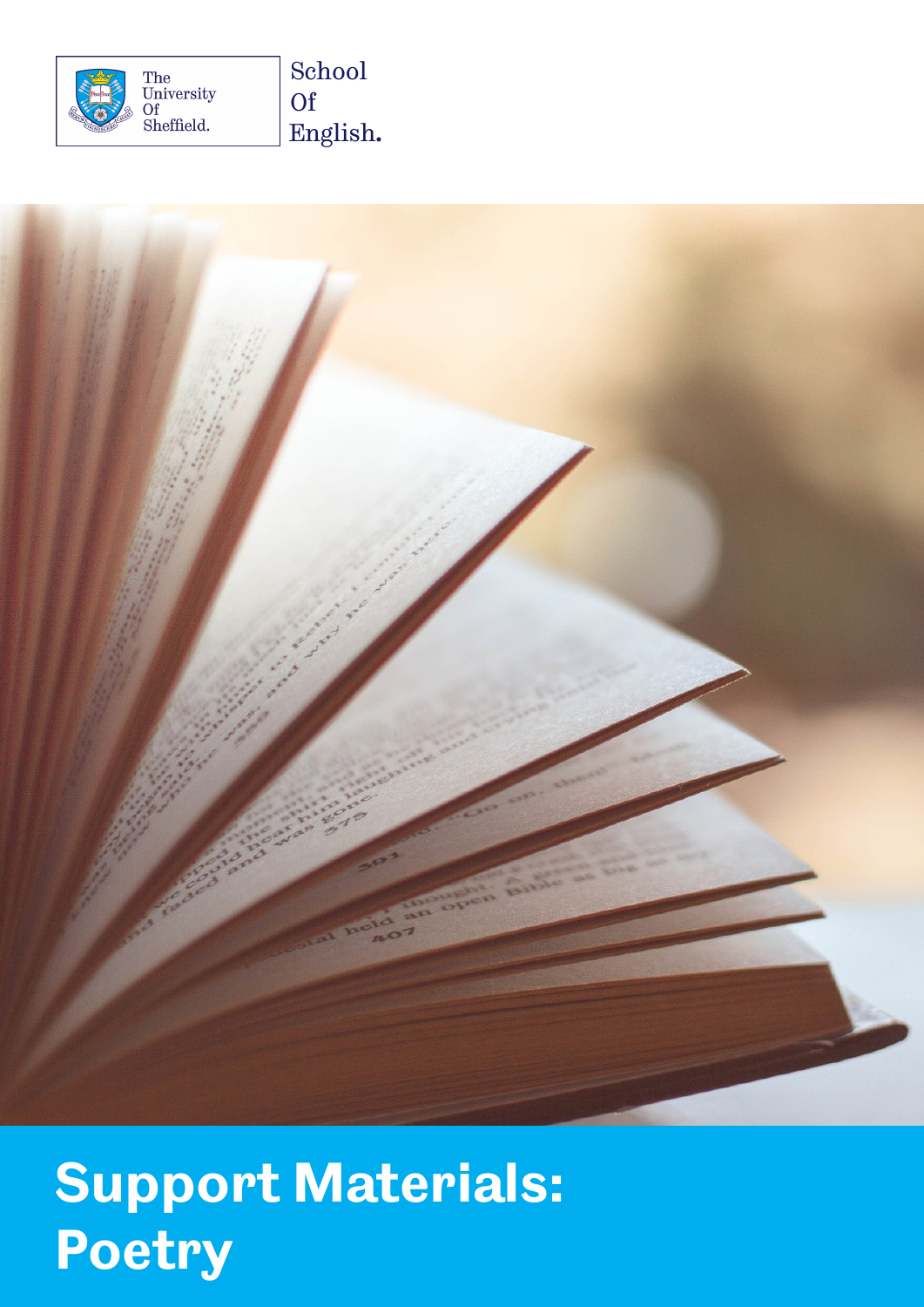The University Of Sheffield.

School Of English.

# Support Materials: Poetry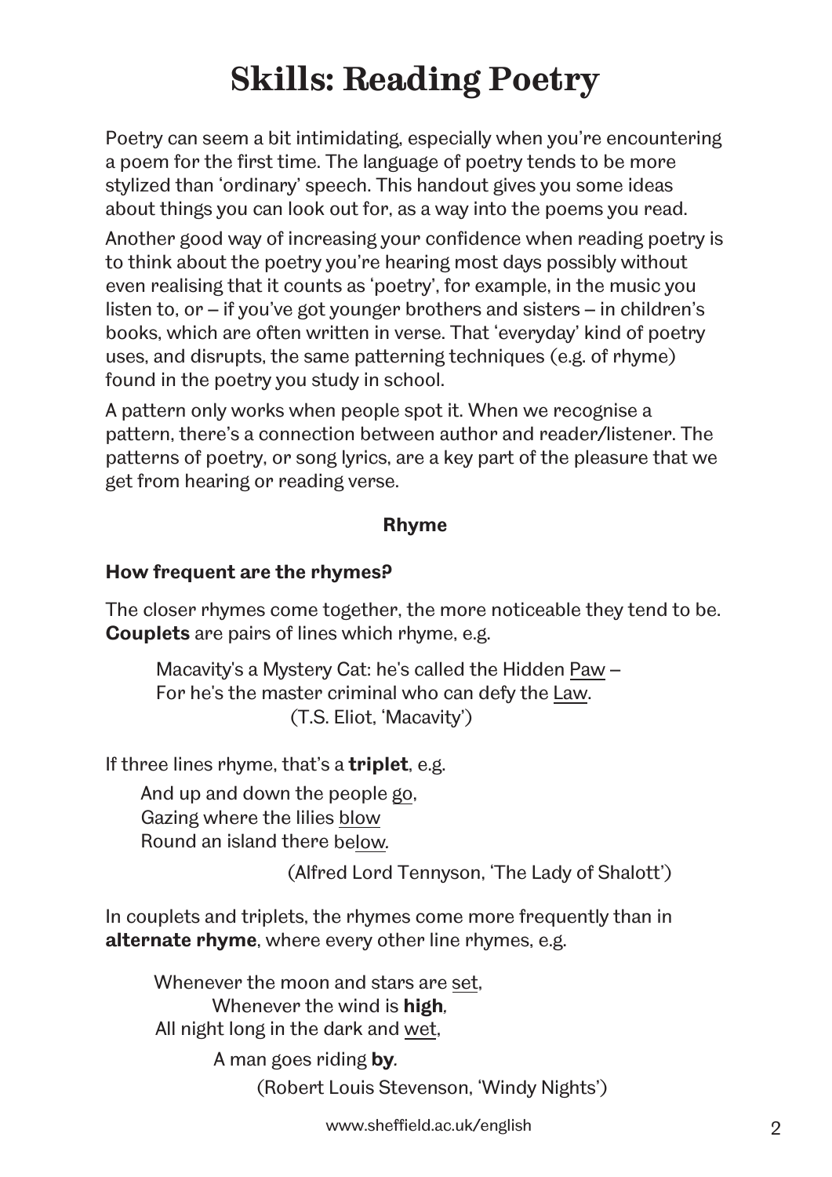# Skills: Reading Poetry

Poetry can seem a bit intimidating, especially when you're encountering a poem for the first time. The language of poetry tends to be more stylized than 'ordinary' speech. This handout gives you some ideas about things you can look out for, as a way into the poems you read.

Another good way of increasing your confidence when reading poetry is to think about the poetry you're hearing most days possibly without even realising that it counts as 'poetry', for example, in the music you listen to, or – if you've got younger brothers and sisters – in children's books, which are often written in verse. That 'everyday' kind of poetry uses, and disrupts, the same patterning techniques (e.g. of rhyme) found in the poetry you study in school.

A pattern only works when people spot it. When we recognise a pattern, there's a connection between author and reader/listener. The patterns of poetry, or song lyrics, are a key part of the pleasure that we get from hearing or reading verse.

## Rhyme

### How frequent are the rhymes?

The closer rhymes come together, the more noticeable they tend to be. **Couplets** are pairs of lines which rhyme, e.g.

> Macavity's a Mystery Cat: he's called the Hidden <u>Paw</u> –
> For he's the master criminal who can defy the <u>Law</u>.
> (T.S. Eliot, 'Macavity')

If three lines rhyme, that's a **triplet**, e.g.

> And up and down the people <u>go</u>,
> Gazing where the lilies <u>blow</u>
> Round an island there be<u>low</u>.
> (Alfred Lord Tennyson, 'The Lady of Shalott')

In couplets and triplets, the rhymes come more frequently than in **alternate rhyme**, where every other line rhymes, e.g.

> Whenever the moon and stars are <u>set</u>,
> Whenever the wind is **high**,
> All night long in the dark and <u>wet</u>,
> A man goes riding **by**.
> (Robert Louis Stevenson, 'Windy Nights')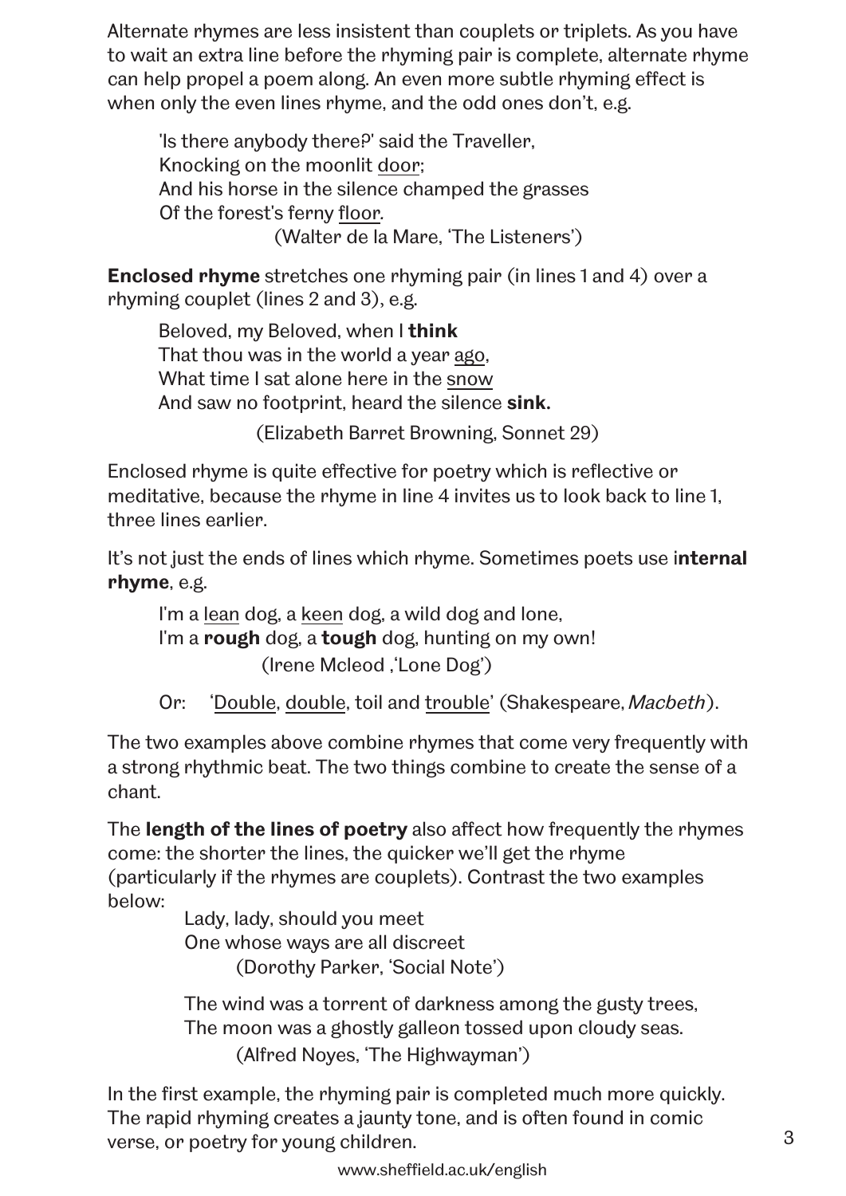Alternate rhymes are less insistent than couplets or triplets. As you have to wait an extra line before the rhyming pair is complete, alternate rhyme can help propel a poem along. An even more subtle rhyming effect is when only the even lines rhyme, and the odd ones don't, e.g.

> 'Is there anybody there?' said the Traveller,
> Knocking on the moonlit <u>door</u>;
> And his horse in the silence champed the grasses
> Of the forest's ferny <u>floor</u>.
> (Walter de la Mare, 'The Listeners')

**Enclosed rhyme** stretches one rhyming pair (in lines 1 and 4) over a rhyming couplet (lines 2 and 3), e.g.

> Beloved, my Beloved, when I **think**
> That thou was in the world a year <u>ago</u>,
> What time I sat alone here in the <u>snow</u>
> And saw no footprint, heard the silence **sink.**
> (Elizabeth Barret Browning, Sonnet 29)

Enclosed rhyme is quite effective for poetry which is reflective or meditative, because the rhyme in line 4 invites us to look back to line 1, three lines earlier.

It's not just the ends of lines which rhyme. Sometimes poets use i**nternal rhyme**, e.g.

> I'm a <u>lean</u> dog, a <u>keen</u> dog, a wild dog and lone,
> I'm a **rough** dog, a **tough** dog, hunting on my own!
> (Irene Mcleod ,'Lone Dog')

Or: '<u>Double</u>, <u>double</u>, toil and <u>trouble</u>' (Shakespeare, *Macbeth*).

The two examples above combine rhymes that come very frequently with a strong rhythmic beat. The two things combine to create the sense of a chant.

The **length of the lines of poetry** also affect how frequently the rhymes come: the shorter the lines, the quicker we'll get the rhyme (particularly if the rhymes are couplets). Contrast the two examples below:

> Lady, lady, should you meet
> One whose ways are all discreet
> (Dorothy Parker, 'Social Note')

> The wind was a torrent of darkness among the gusty trees,
> The moon was a ghostly galleon tossed upon cloudy seas.
> (Alfred Noyes, 'The Highwayman')

In the first example, the rhyming pair is completed much more quickly. The rapid rhyming creates a jaunty tone, and is often found in comic verse, or poetry for young children.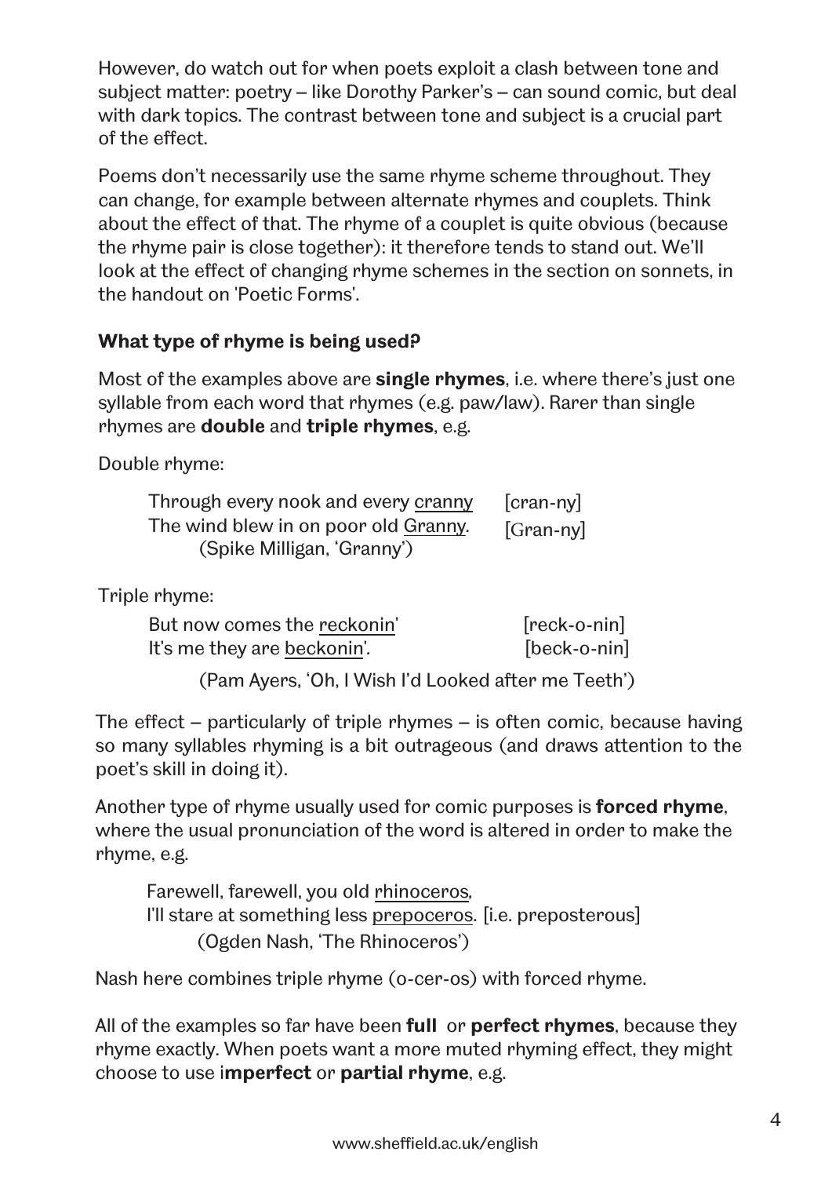However, do watch out for when poets exploit a clash between tone and subject matter: poetry – like Dorothy Parker's – can sound comic, but deal with dark topics. The contrast between tone and subject is a crucial part of the effect.

Poems don't necessarily use the same rhyme scheme throughout. They can change, for example between alternate rhymes and couplets. Think about the effect of that. The rhyme of a couplet is quite obvious (because the rhyme pair is close together): it therefore tends to stand out. We'll look at the effect of changing rhyme schemes in the section on sonnets, in the handout on 'Poetic Forms'.

### What type of rhyme is being used?

Most of the examples above are **single rhymes**, i.e. where there's just one syllable from each word that rhymes (e.g. paw/law). Rarer than single rhymes are **double** and **triple rhymes**, e.g.

Double rhyme:

> Through every nook and every <u>cranny</u> [cran-ny]
> The wind blew in on poor old <u>Granny</u>. [Gran-ny]
> (Spike Milligan, 'Granny')

Triple rhyme:

> But now comes the <u>reckonin'</u> [reck-o-nin]
> It's me they are <u>beckonin'</u>. [beck-o-nin]
>
> (Pam Ayers, 'Oh, I Wish I'd Looked after me Teeth')

The effect – particularly of triple rhymes – is often comic, because having so many syllables rhyming is a bit outrageous (and draws attention to the poet's skill in doing it).

Another type of rhyme usually used for comic purposes is **forced rhyme**, where the usual pronunciation of the word is altered in order to make the rhyme, e.g.

> Farewell, farewell, you old <u>rhinoceros</u>,
> I'll stare at something less <u>prepoceros</u>. [i.e. preposterous]
> (Ogden Nash, 'The Rhinoceros')

Nash here combines triple rhyme (o-cer-os) with forced rhyme.

All of the examples so far have been **full** or **perfect rhymes**, because they rhyme exactly. When poets want a more muted rhyming effect, they might choose to use i**mperfect** or **partial rhyme**, e.g.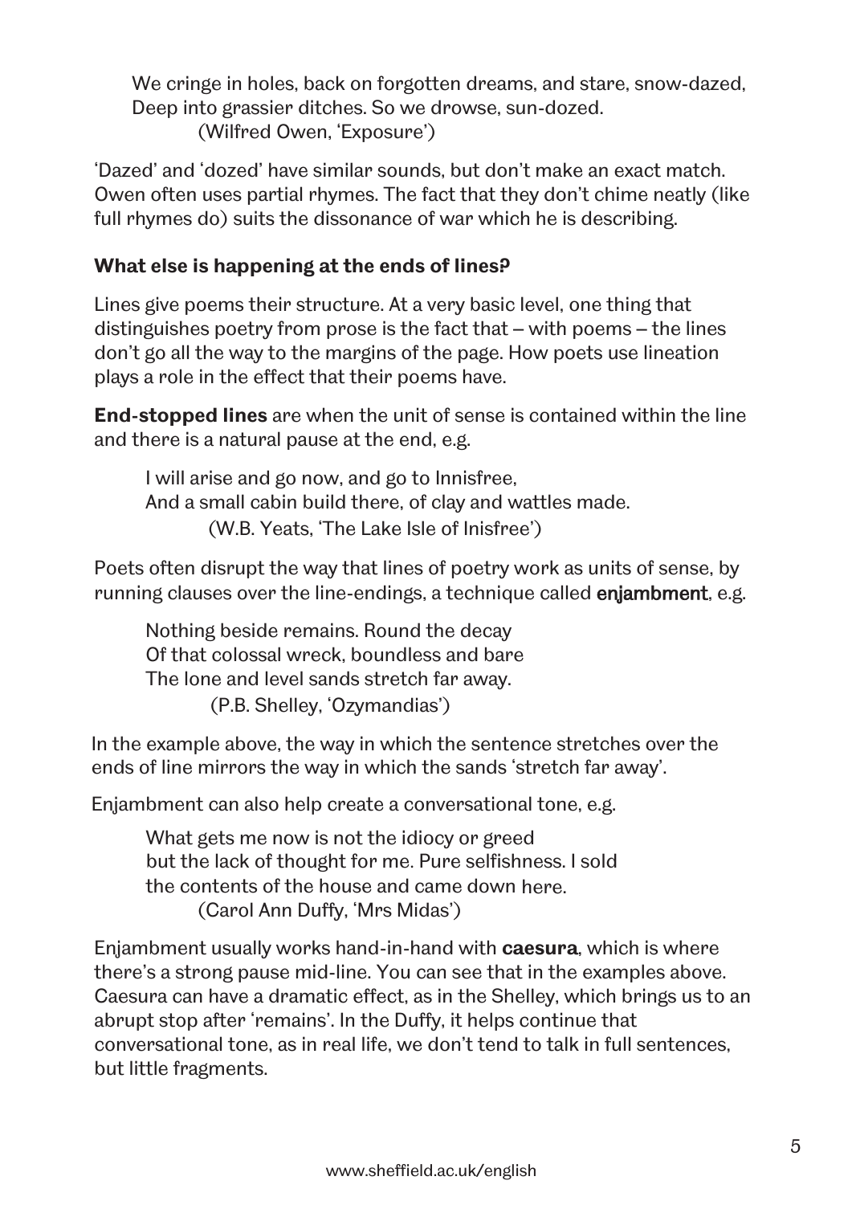> We cringe in holes, back on forgotten dreams, and stare, snow-dazed,
> Deep into grassier ditches. So we drowse, sun-dozed.
> (Wilfred Owen, 'Exposure')

'Dazed' and 'dozed' have similar sounds, but don't make an exact match. Owen often uses partial rhymes. The fact that they don't chime neatly (like full rhymes do) suits the dissonance of war which he is describing.

### What else is happening at the ends of lines?

Lines give poems their structure. At a very basic level, one thing that distinguishes poetry from prose is the fact that – with poems – the lines don't go all the way to the margins of the page. How poets use lineation plays a role in the effect that their poems have.

**End-stopped lines** are when the unit of sense is contained within the line and there is a natural pause at the end, e.g.

> I will arise and go now, and go to Innisfree,
> And a small cabin build there, of clay and wattles made.
> (W.B. Yeats, 'The Lake Isle of Inisfree')

Poets often disrupt the way that lines of poetry work as units of sense, by running clauses over the line-endings, a technique called **enjambment**, e.g.

> Nothing beside remains. Round the decay
> Of that colossal wreck, boundless and bare
> The lone and level sands stretch far away.
> (P.B. Shelley, 'Ozymandias')

In the example above, the way in which the sentence stretches over the ends of line mirrors the way in which the sands 'stretch far away'.

Enjambment can also help create a conversational tone, e.g.

> What gets me now is not the idiocy or greed
> but the lack of thought for me. Pure selfishness. I sold
> the contents of the house and came down here.
> (Carol Ann Duffy, 'Mrs Midas')

Enjambment usually works hand-in-hand with **caesura**, which is where there's a strong pause mid-line. You can see that in the examples above. Caesura can have a dramatic effect, as in the Shelley, which brings us to an abrupt stop after 'remains'. In the Duffy, it helps continue that conversational tone, as in real life, we don't tend to talk in full sentences, but little fragments.

www.sheffield.ac.uk/english